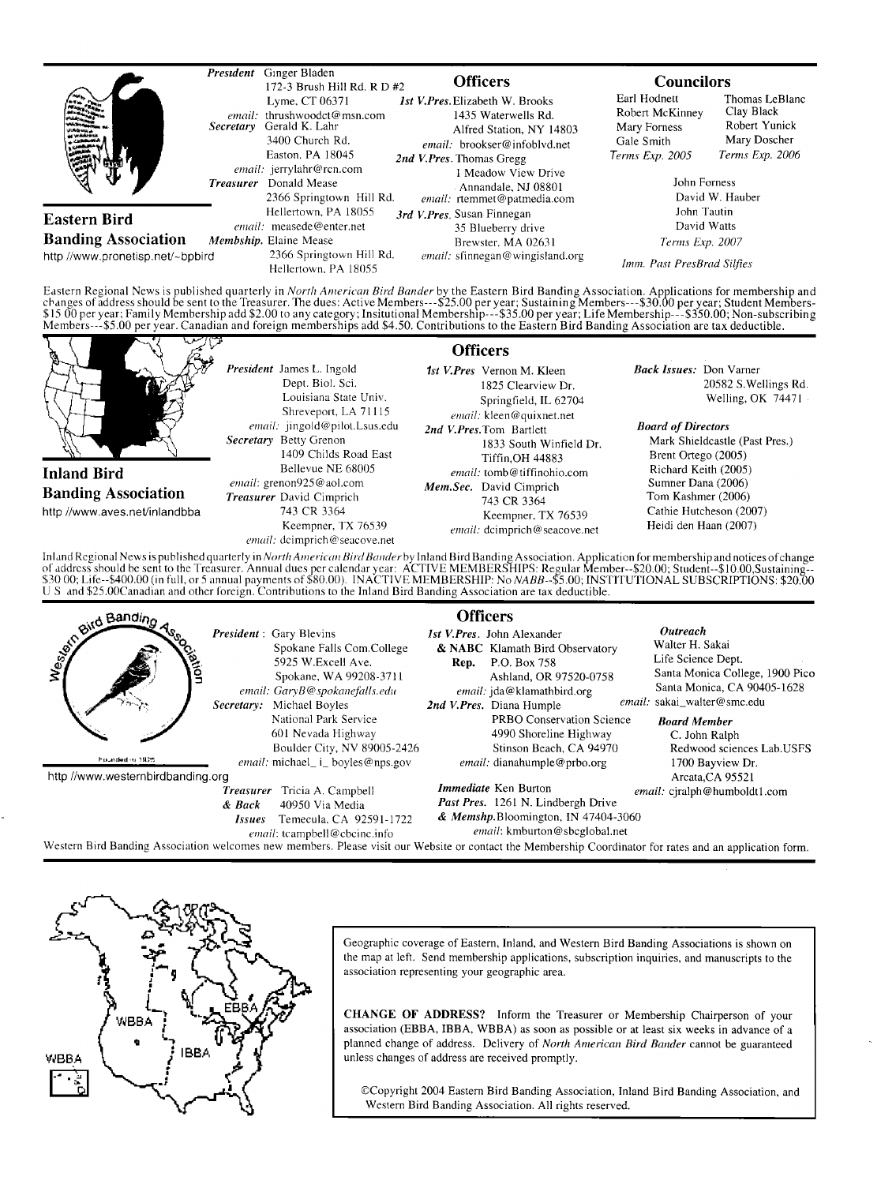## Eastern Bird Banding Association

http //www.pronetisp.net/~bpbird

### Officers

**President** Ginger Bladen
172-3 Brush Hill Rd. R D #2
Lyme, CT 06371
*email:* thrushwoodct@msn.com

**Secretary** Gerald K. Lahr
3400 Church Rd.
Easton, PA 18045
*email:* jerrylahr@rcn.com

**Treasurer** Donald Mease
2366 Springtown Hill Rd.
Hellertown, PA 18055
*email:* measede@enter.net

**Membship.** Elaine Mease
2366 Springtown Hill Rd.
Hellertown, PA 18055

**1st V.Pres.** Elizabeth W. Brooks
1435 Waterwells Rd.
Alfred Station, NY 14803
*email:* brookser@infoblvd.net

**2nd V.Pres.** Thomas Gregg
1 Meadow View Drive
Annandale, NJ 08801
*email:* rtemmet@patmedia.com

**3rd V.Pres.** Susan Finnegan
35 Blueberry drive
Brewster, MA 02631
*email:* sfinnegan@wingisland.org

### Councilors

Earl Hodnett, Robert McKinney, Mary Forness, Gale Smith — *Terms Exp. 2005*

Thomas LeBlanc, Clay Black, Robert Yunick, Mary Doscher — *Terms Exp. 2006*

John Forness, David W. Hauber, John Tautin, David Watts — *Terms Exp. 2007*

*Imm. Past Pres*Brad Silfies

Eastern Regional News is published quarterly in *North American Bird Bander* by the Eastern Bird Banding Association. Applications for membership and changes of address should be sent to the Treasurer. The dues: Active Members---$25.00 per year; Sustaining Members---$30.00 per year; Student Members-$15 00 per year; Family Membership add $2.00 to any category; Insitutional Membership---$35.00 per year; Life Membership---$350.00; Non-subscribing Members---$5.00 per year. Canadian and foreign memberships add $4.50. Contributions to the Eastern Bird Banding Association are tax deductible.

## Inland Bird Banding Association

http //www.aves.net/inlandbba

### Officers

**President** James L. Ingold
Dept. Biol. Sci.
Louisiana State Univ.
Shreveport, LA 71115
*email:* jingold@pilot.Lsus.edu

**Secretary** Betty Grenon
1409 Childs Road East
Bellevue NE 68005
*email:* grenon925@aol.com

**Treasurer** David Cimprich
743 CR 3364
Keempner, TX 76539
*email:* dcimprich@seacove.net

**1st V.Pres** Vernon M. Kleen
1825 Clearview Dr.
Springfield, IL 62704
*email:* kleen@quixnet.net

**2nd V.Pres.** Tom Bartlett
1833 South Winfield Dr.
Tiffin, OH 44883
*email:* tomb@tiffinohio.com

**Mem.Sec.** David Cimprich
743 CR 3364
Keempner, TX 76539
*email:* dcimprich@seacove.net

**Back Issues:** Don Varner
20582 S.Wellings Rd.
Welling, OK 74471

**Board of Directors**
Mark Shieldcastle (Past Pres.)
Brent Ortego (2005)
Richard Keith (2005)
Sumner Dana (2006)
Tom Kashmer (2006)
Cathie Hutcheson (2007)
Heidi den Haan (2007)

Inland Regional News is published quarterly in *North American Bird Bander* by Inland Bird Banding Association. Application for membership and notices of change of address should be sent to the Treasurer. Annual dues per calendar year: ACTIVE MEMBERSHIPS: Regular Member--$20.00; Student--$10.00, Sustaining--$30 00; Life--$400.00 (in full, or 5 annual payments of $80.00). INACTIVE MEMBERSHIP: No *NABB*--$5.00; INSTITUTIONAL SUBSCRIPTIONS: $20.00 U S and $25.00Canadian and other foreign. Contributions to the Inland Bird Banding Association are tax deductible.

## Western Bird Banding Association

Founded in 1925

http //www.westernbirdbanding.org

### Officers

**President:** Gary Blevins
Spokane Falls Com.College
5925 W.Excell Ave.
Spokane, WA 99208-3711
*email:* GaryB@spokanefalls.edu

**Secretary:** Michael Boyles
National Park Service
601 Nevada Highway
Boulder City, NV 89005-2426
*email:* michael_i_boyles@nps.gov

**Treasurer & Back Issues** Tricia A. Campbell
40950 Via Media
Temecula, CA 92591-1722
*email:* tcampbell@cbcinc.info

**1st V.Pres. & NABC Rep.** John Alexander
Klamath Bird Observatory
P.O. Box 758
Ashland, OR 97520-0758
*email:* jda@klamathbird.org

**2nd V.Pres.** Diana Humple
PRBO Conservation Science
4990 Shoreline Highway
Stinson Beach, CA 94970
*email:* dianahumple@prbo.org

**Immediate Past Pres. & Memshp.** Ken Burton
1261 N. Lindbergh Drive
Bloomington, IN 47404-3060
*email:* kmburton@sbcglobal.net

**Outreach**
Walter H. Sakai
Life Science Dept.
Santa Monica College, 1900 Pico
Santa Monica, CA 90405-1628
*email:* sakai_walter@smc.edu

**Board Member**
C. John Ralph
Redwood sciences Lab.USFS
1700 Bayview Dr.
Arcata, CA 95521
*email:* cjralph@humboldt1.com

Western Bird Banding Association welcomes new members. Please visit our Website or contact the Membership Coordinator for rates and an application form.

---

WBBA — IBBA — EBBA

Geographic coverage of Eastern, Inland, and Western Bird Banding Associations is shown on the map at left. Send membership applications, subscription inquiries, and manuscripts to the association representing your geographic area.

**CHANGE OF ADDRESS?** Inform the Treasurer or Membership Chairperson of your association (EBBA, IBBA, WBBA) as soon as possible or at least six weeks in advance of a planned change of address. Delivery of *North American Bird Bander* cannot be guaranteed unless changes of address are received promptly.

©Copyright 2004 Eastern Bird Banding Association, Inland Bird Banding Association, and Western Bird Banding Association. All rights reserved.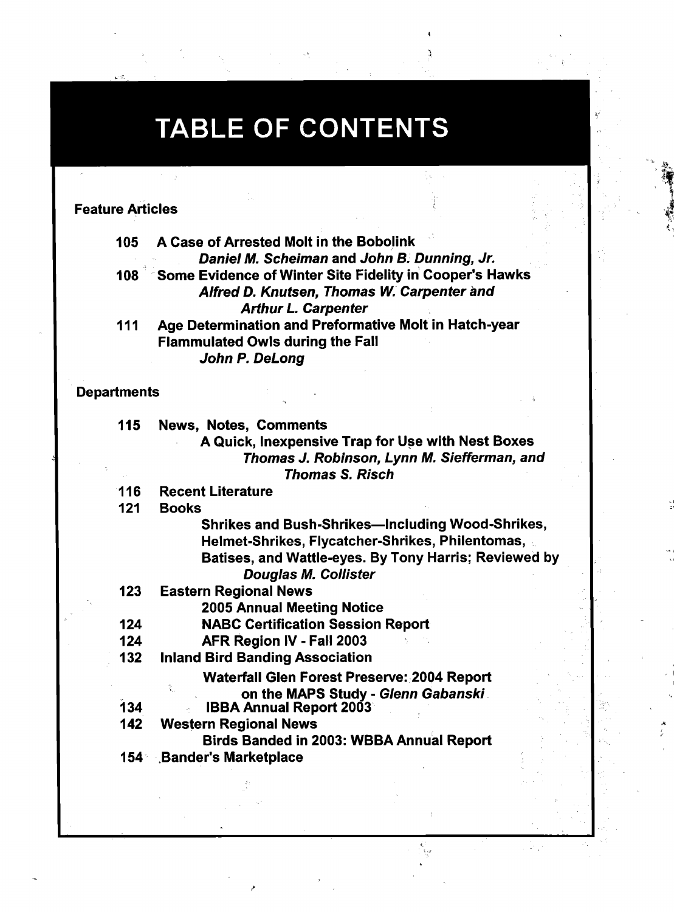# TABLE OF CONTENTS

**Feature Articles**

**105** **A Case of Arrested Molt in the Bobolink**
***Daniel M. Scheiman*** **and** ***John B. Dunning, Jr.***

**108** **Some Evidence of Winter Site Fidelity in Cooper's Hawks**
***Alfred D. Knutsen, Thomas W. Carpenter and Arthur L. Carpenter***

**111** **Age Determination and Preformative Molt in Hatch-year Flammulated Owls during the Fall**
***John P. DeLong***

**Departments**

**115** **News, Notes, Comments**
**A Quick, Inexpensive Trap for Use with Nest Boxes**
***Thomas J. Robinson, Lynn M. Siefferman, and Thomas S. Risch***

**116** **Recent Literature**

**121** **Books**
**Shrikes and Bush-Shrikes—Including Wood-Shrikes, Helmet-Shrikes, Flycatcher-Shrikes, Philentomas, Batises, and Wattle-eyes. By Tony Harris; Reviewed by** ***Douglas M. Collister***

**123** **Eastern Regional News**
**2005 Annual Meeting Notice**

**124** **NABC Certification Session Report**

**124** **AFR Region IV - Fall 2003**

**132** **Inland Bird Banding Association**
**Waterfall Glen Forest Preserve: 2004 Report on the MAPS Study -** ***Glenn Gabanski***

**134** **IBBA Annual Report 2003**

**142** **Western Regional News**
**Birds Banded in 2003: WBBA Annual Report**

**154** **Bander's Marketplace**